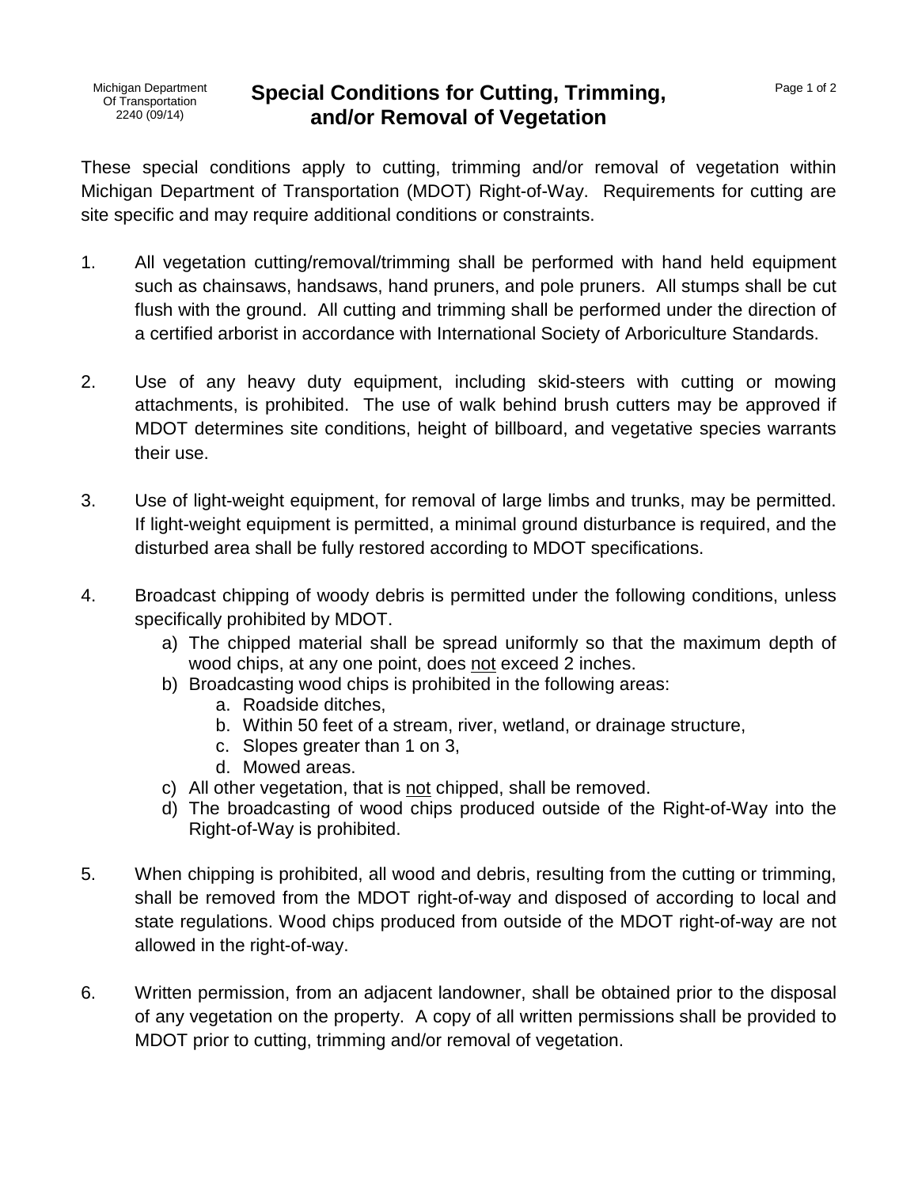Michigan Department Of Transportation 2240 (09/14)

# Special Conditions for Cutting, Trimming, and/or Removal of Vegetation

These special conditions apply to cutting, trimming and/or removal of vegetation within Michigan Department of Transportation (MDOT) Right-of-Way. Requirements for cutting are site specific and may require additional conditions or constraints.

1. All vegetation cutting/removal/trimming shall be performed with hand held equipment such as chainsaws, handsaws, hand pruners, and pole pruners. All stumps shall be cut flush with the ground. All cutting and trimming shall be performed under the direction of a certified arborist in accordance with International Society of Arboriculture Standards.

2. Use of any heavy duty equipment, including skid-steers with cutting or mowing attachments, is prohibited. The use of walk behind brush cutters may be approved if MDOT determines site conditions, height of billboard, and vegetative species warrants their use.

3. Use of light-weight equipment, for removal of large limbs and trunks, may be permitted. If light-weight equipment is permitted, a minimal ground disturbance is required, and the disturbed area shall be fully restored according to MDOT specifications.

4. Broadcast chipping of woody debris is permitted under the following conditions, unless specifically prohibited by MDOT.
   a) The chipped material shall be spread uniformly so that the maximum depth of wood chips, at any one point, does <u>not</u> exceed 2 inches.
   b) Broadcasting wood chips is prohibited in the following areas:
      a. Roadside ditches,
      b. Within 50 feet of a stream, river, wetland, or drainage structure,
      c. Slopes greater than 1 on 3,
      d. Mowed areas.
   c) All other vegetation, that is <u>not</u> chipped, shall be removed.
   d) The broadcasting of wood chips produced outside of the Right-of-Way into the Right-of-Way is prohibited.

5. When chipping is prohibited, all wood and debris, resulting from the cutting or trimming, shall be removed from the MDOT right-of-way and disposed of according to local and state regulations. Wood chips produced from outside of the MDOT right-of-way are not allowed in the right-of-way.

6. Written permission, from an adjacent landowner, shall be obtained prior to the disposal of any vegetation on the property. A copy of all written permissions shall be provided to MDOT prior to cutting, trimming and/or removal of vegetation.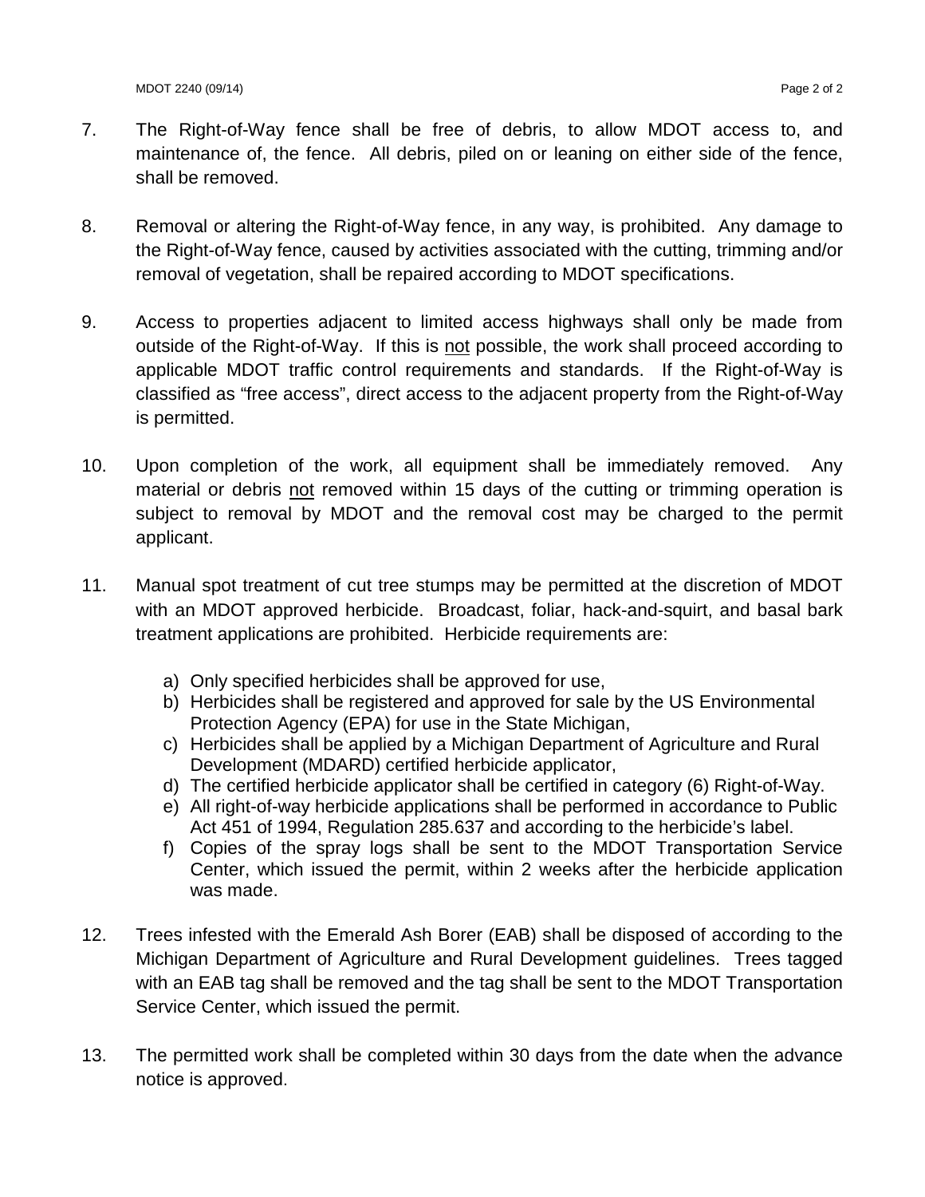7. The Right-of-Way fence shall be free of debris, to allow MDOT access to, and maintenance of, the fence. All debris, piled on or leaning on either side of the fence, shall be removed.

8. Removal or altering the Right-of-Way fence, in any way, is prohibited. Any damage to the Right-of-Way fence, caused by activities associated with the cutting, trimming and/or removal of vegetation, shall be repaired according to MDOT specifications.

9. Access to properties adjacent to limited access highways shall only be made from outside of the Right-of-Way. If this is <u>not</u> possible, the work shall proceed according to applicable MDOT traffic control requirements and standards. If the Right-of-Way is classified as "free access", direct access to the adjacent property from the Right-of-Way is permitted.

10. Upon completion of the work, all equipment shall be immediately removed. Any material or debris <u>not</u> removed within 15 days of the cutting or trimming operation is subject to removal by MDOT and the removal cost may be charged to the permit applicant.

11. Manual spot treatment of cut tree stumps may be permitted at the discretion of MDOT with an MDOT approved herbicide. Broadcast, foliar, hack-and-squirt, and basal bark treatment applications are prohibited. Herbicide requirements are:

    a) Only specified herbicides shall be approved for use,
    b) Herbicides shall be registered and approved for sale by the US Environmental Protection Agency (EPA) for use in the State Michigan,
    c) Herbicides shall be applied by a Michigan Department of Agriculture and Rural Development (MDARD) certified herbicide applicator,
    d) The certified herbicide applicator shall be certified in category (6) Right-of-Way.
    e) All right-of-way herbicide applications shall be performed in accordance to Public Act 451 of 1994, Regulation 285.637 and according to the herbicide's label.
    f) Copies of the spray logs shall be sent to the MDOT Transportation Service Center, which issued the permit, within 2 weeks after the herbicide application was made.

12. Trees infested with the Emerald Ash Borer (EAB) shall be disposed of according to the Michigan Department of Agriculture and Rural Development guidelines. Trees tagged with an EAB tag shall be removed and the tag shall be sent to the MDOT Transportation Service Center, which issued the permit.

13. The permitted work shall be completed within 30 days from the date when the advance notice is approved.